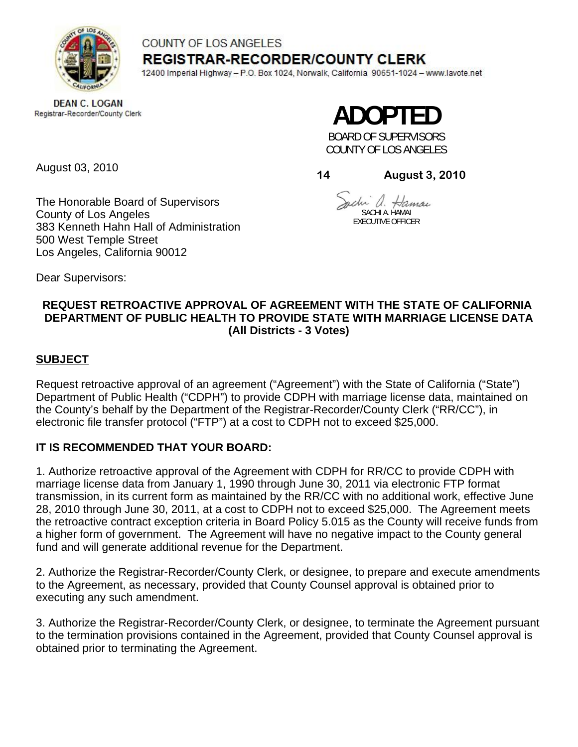COUNTY OF LOS ANGELES

**REGISTRAR-RECORDER/COUNTY CLERK**

12400 Imperial Highway – P.O. Box 1024, Norwalk, California 90651-1024 – www.lavote.net

**DEAN C. LOGAN**
Registrar-Recorder/County Clerk

**ADOPTED**

BOARD OF SUPERVISORS
COUNTY OF LOS ANGELES

**14 August 3, 2010**

SACHI A. HAMAI
EXECUTIVE OFFICER

August 03, 2010

The Honorable Board of Supervisors
County of Los Angeles
383 Kenneth Hahn Hall of Administration
500 West Temple Street
Los Angeles, California 90012

Dear Supervisors:

**REQUEST RETROACTIVE APPROVAL OF AGREEMENT WITH THE STATE OF CALIFORNIA DEPARTMENT OF PUBLIC HEALTH TO PROVIDE STATE WITH MARRIAGE LICENSE DATA (All Districts - 3 Votes)**

## SUBJECT

Request retroactive approval of an agreement ("Agreement") with the State of California ("State") Department of Public Health ("CDPH") to provide CDPH with marriage license data, maintained on the County's behalf by the Department of the Registrar-Recorder/County Clerk ("RR/CC"), in electronic file transfer protocol ("FTP") at a cost to CDPH not to exceed $25,000.

## IT IS RECOMMENDED THAT YOUR BOARD:

1. Authorize retroactive approval of the Agreement with CDPH for RR/CC to provide CDPH with marriage license data from January 1, 1990 through June 30, 2011 via electronic FTP format transmission, in its current form as maintained by the RR/CC with no additional work, effective June 28, 2010 through June 30, 2011, at a cost to CDPH not to exceed $25,000. The Agreement meets the retroactive contract exception criteria in Board Policy 5.015 as the County will receive funds from a higher form of government. The Agreement will have no negative impact to the County general fund and will generate additional revenue for the Department.

2. Authorize the Registrar-Recorder/County Clerk, or designee, to prepare and execute amendments to the Agreement, as necessary, provided that County Counsel approval is obtained prior to executing any such amendment.

3. Authorize the Registrar-Recorder/County Clerk, or designee, to terminate the Agreement pursuant to the termination provisions contained in the Agreement, provided that County Counsel approval is obtained prior to terminating the Agreement.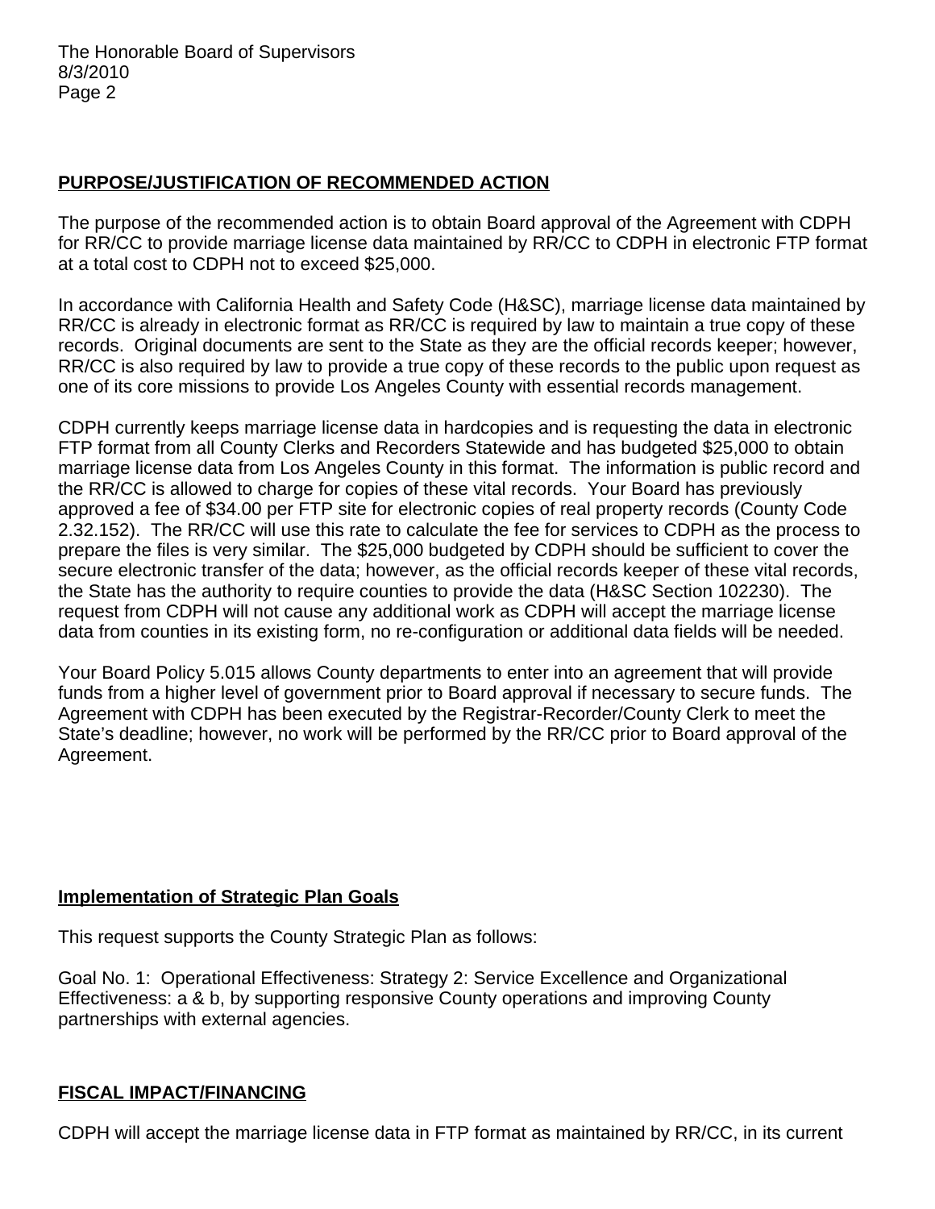## PURPOSE/JUSTIFICATION OF RECOMMENDED ACTION

The purpose of the recommended action is to obtain Board approval of the Agreement with CDPH for RR/CC to provide marriage license data maintained by RR/CC to CDPH in electronic FTP format at a total cost to CDPH not to exceed $25,000.

In accordance with California Health and Safety Code (H&SC), marriage license data maintained by RR/CC is already in electronic format as RR/CC is required by law to maintain a true copy of these records. Original documents are sent to the State as they are the official records keeper; however, RR/CC is also required by law to provide a true copy of these records to the public upon request as one of its core missions to provide Los Angeles County with essential records management.

CDPH currently keeps marriage license data in hardcopies and is requesting the data in electronic FTP format from all County Clerks and Recorders Statewide and has budgeted $25,000 to obtain marriage license data from Los Angeles County in this format. The information is public record and the RR/CC is allowed to charge for copies of these vital records. Your Board has previously approved a fee of $34.00 per FTP site for electronic copies of real property records (County Code 2.32.152). The RR/CC will use this rate to calculate the fee for services to CDPH as the process to prepare the files is very similar. The $25,000 budgeted by CDPH should be sufficient to cover the secure electronic transfer of the data; however, as the official records keeper of these vital records, the State has the authority to require counties to provide the data (H&SC Section 102230). The request from CDPH will not cause any additional work as CDPH will accept the marriage license data from counties in its existing form, no re-configuration or additional data fields will be needed.

Your Board Policy 5.015 allows County departments to enter into an agreement that will provide funds from a higher level of government prior to Board approval if necessary to secure funds. The Agreement with CDPH has been executed by the Registrar-Recorder/County Clerk to meet the State's deadline; however, no work will be performed by the RR/CC prior to Board approval of the Agreement.

## Implementation of Strategic Plan Goals

This request supports the County Strategic Plan as follows:

Goal No. 1: Operational Effectiveness: Strategy 2: Service Excellence and Organizational Effectiveness: a & b, by supporting responsive County operations and improving County partnerships with external agencies.

## FISCAL IMPACT/FINANCING

CDPH will accept the marriage license data in FTP format as maintained by RR/CC, in its current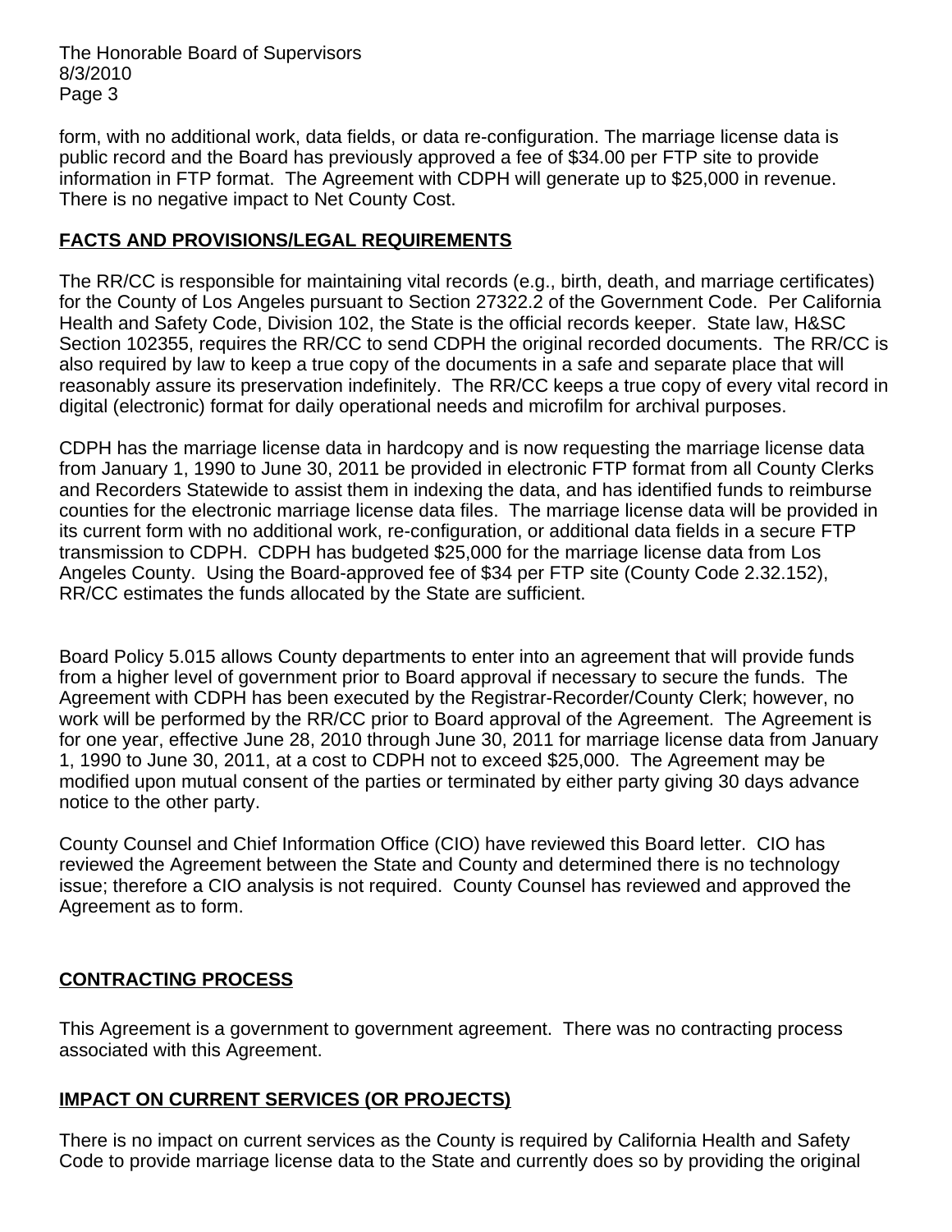form, with no additional work, data fields, or data re-configuration. The marriage license data is public record and the Board has previously approved a fee of $34.00 per FTP site to provide information in FTP format. The Agreement with CDPH will generate up to $25,000 in revenue. There is no negative impact to Net County Cost.

## FACTS AND PROVISIONS/LEGAL REQUIREMENTS

The RR/CC is responsible for maintaining vital records (e.g., birth, death, and marriage certificates) for the County of Los Angeles pursuant to Section 27322.2 of the Government Code. Per California Health and Safety Code, Division 102, the State is the official records keeper. State law, H&SC Section 102355, requires the RR/CC to send CDPH the original recorded documents. The RR/CC is also required by law to keep a true copy of the documents in a safe and separate place that will reasonably assure its preservation indefinitely. The RR/CC keeps a true copy of every vital record in digital (electronic) format for daily operational needs and microfilm for archival purposes.

CDPH has the marriage license data in hardcopy and is now requesting the marriage license data from January 1, 1990 to June 30, 2011 be provided in electronic FTP format from all County Clerks and Recorders Statewide to assist them in indexing the data, and has identified funds to reimburse counties for the electronic marriage license data files. The marriage license data will be provided in its current form with no additional work, re-configuration, or additional data fields in a secure FTP transmission to CDPH. CDPH has budgeted $25,000 for the marriage license data from Los Angeles County. Using the Board-approved fee of $34 per FTP site (County Code 2.32.152), RR/CC estimates the funds allocated by the State are sufficient.

Board Policy 5.015 allows County departments to enter into an agreement that will provide funds from a higher level of government prior to Board approval if necessary to secure the funds. The Agreement with CDPH has been executed by the Registrar-Recorder/County Clerk; however, no work will be performed by the RR/CC prior to Board approval of the Agreement. The Agreement is for one year, effective June 28, 2010 through June 30, 2011 for marriage license data from January 1, 1990 to June 30, 2011, at a cost to CDPH not to exceed $25,000. The Agreement may be modified upon mutual consent of the parties or terminated by either party giving 30 days advance notice to the other party.

County Counsel and Chief Information Office (CIO) have reviewed this Board letter. CIO has reviewed the Agreement between the State and County and determined there is no technology issue; therefore a CIO analysis is not required. County Counsel has reviewed and approved the Agreement as to form.

## CONTRACTING PROCESS

This Agreement is a government to government agreement. There was no contracting process associated with this Agreement.

## IMPACT ON CURRENT SERVICES (OR PROJECTS)

There is no impact on current services as the County is required by California Health and Safety Code to provide marriage license data to the State and currently does so by providing the original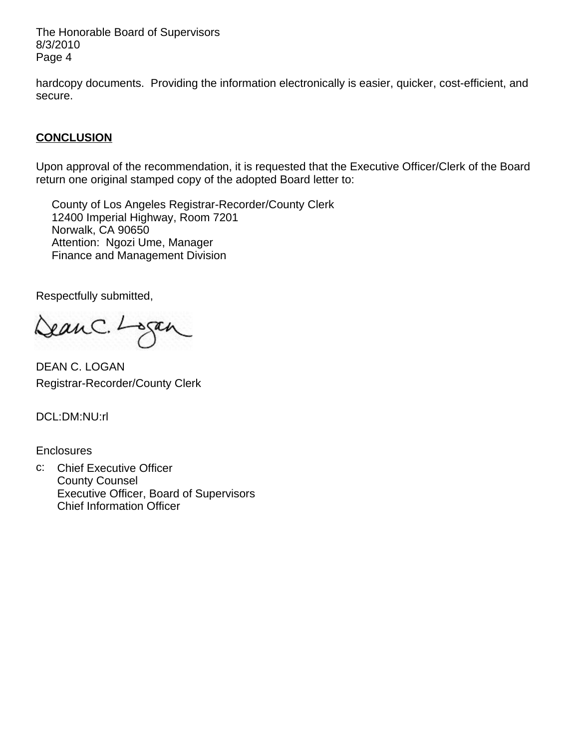hardcopy documents. Providing the information electronically is easier, quicker, cost-efficient, and secure.

## **CONCLUSION**

Upon approval of the recommendation, it is requested that the Executive Officer/Clerk of the Board return one original stamped copy of the adopted Board letter to:

County of Los Angeles Registrar-Recorder/County Clerk
12400 Imperial Highway, Room 7201
Norwalk, CA 90650
Attention: Ngozi Ume, Manager
Finance and Management Division

Respectfully submitted,

DEAN C. LOGAN
Registrar-Recorder/County Clerk

DCL:DM:NU:rl

Enclosures

c: Chief Executive Officer
County Counsel
Executive Officer, Board of Supervisors
Chief Information Officer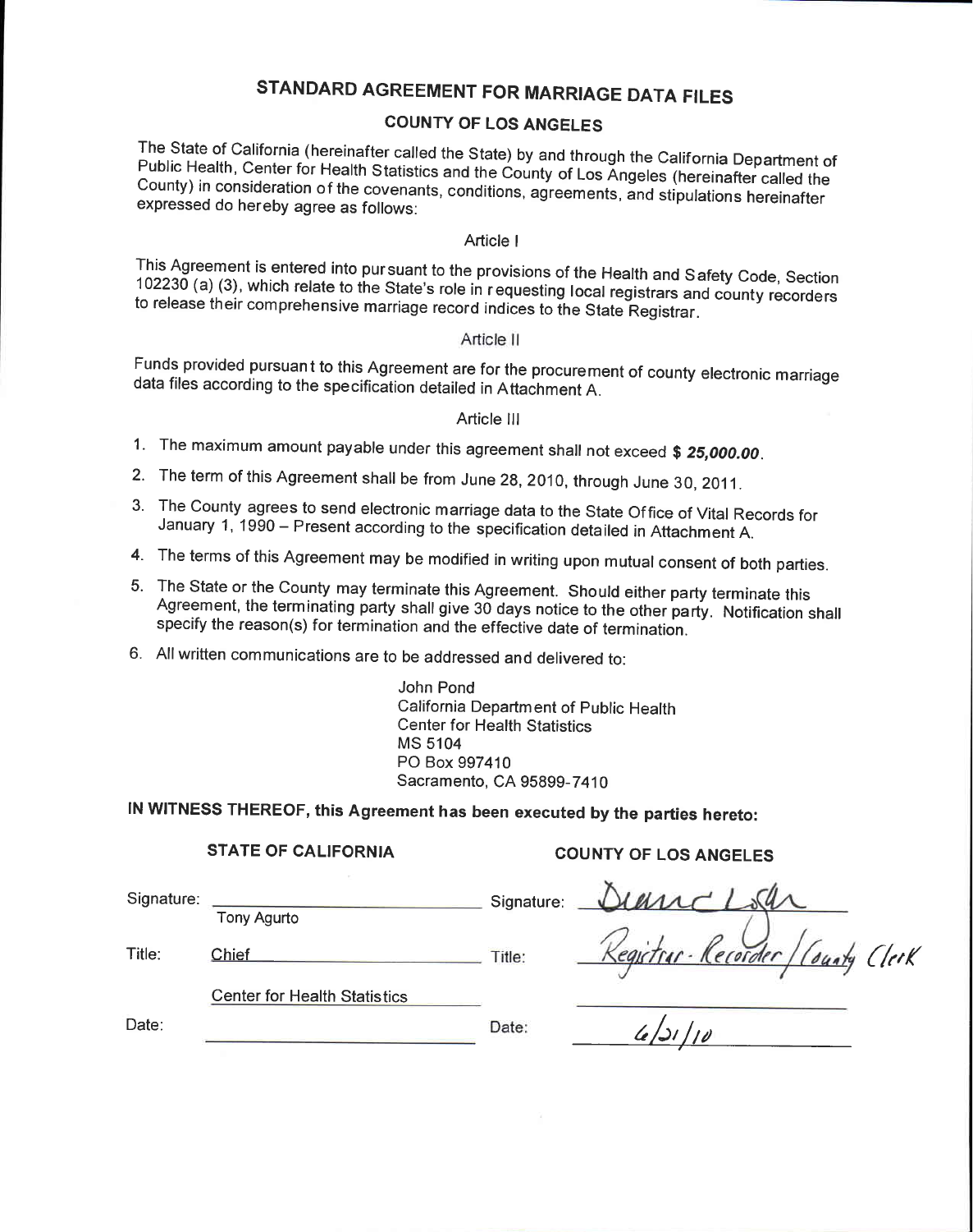# STANDARD AGREEMENT FOR MARRIAGE DATA FILES

## COUNTY OF LOS ANGELES

The State of California (hereinafter called the State) by and through the California Department of Public Health, Center for Health Statistics and the County of Los Angeles (hereinafter called the County) in consideration of the covenants, conditions, agreements, and stipulations hereinafter expressed do hereby agree as follows:

### Article I

This Agreement is entered into pursuant to the provisions of the Health and Safety Code, Section 102230 (a) (3), which relate to the State's role in requesting local registrars and county recorders to release their comprehensive marriage record indices to the State Registrar.

### Article II

Funds provided pursuant to this Agreement are for the procurement of county electronic marriage data files according to the specification detailed in Attachment A.

### Article III

1. The maximum amount payable under this agreement shall not exceed ***$ 25,000.00***.
2. The term of this Agreement shall be from June 28, 2010, through June 30, 2011.
3. The County agrees to send electronic marriage data to the State Office of Vital Records for January 1, 1990 – Present according to the specification detailed in Attachment A.
4. The terms of this Agreement may be modified in writing upon mutual consent of both parties.
5. The State or the County may terminate this Agreement. Should either party terminate this Agreement, the terminating party shall give 30 days notice to the other party. Notification shall specify the reason(s) for termination and the effective date of termination.
6. All written communications are to be addressed and delivered to:

   John Pond
   California Department of Public Health
   Center for Health Statistics
   MS 5104
   PO Box 997410
   Sacramento, CA 95899-7410

**IN WITNESS THEREOF, this Agreement has been executed by the parties hereto:**

| **STATE OF CALIFORNIA** | | **COUNTY OF LOS ANGELES** | |
|---|---|---|---|
| Signature: | Tony Agurto | Signature: | Dean C Logan |
| Title: | Chief<br>Center for Health Statistics | Title: | Registrar-Recorder/County Clerk |
| Date: | | Date: | 6/21/10 |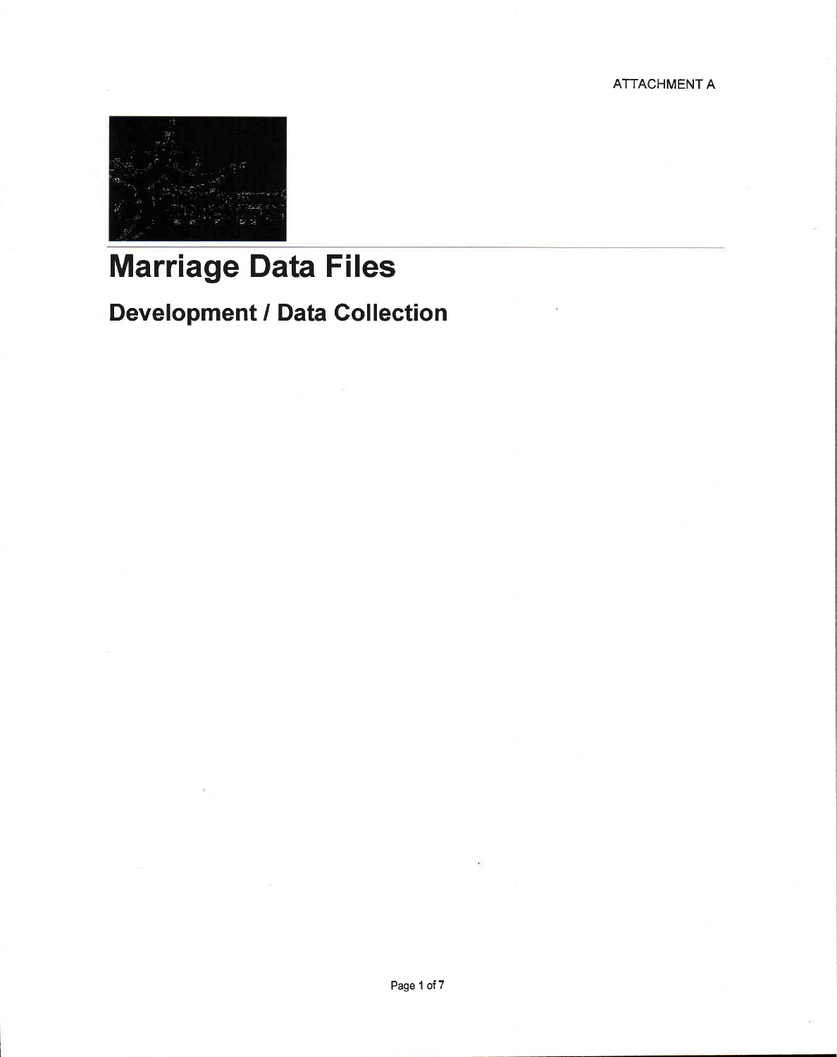ATTACHMENT A

# Marriage Data Files

## Development / Data Collection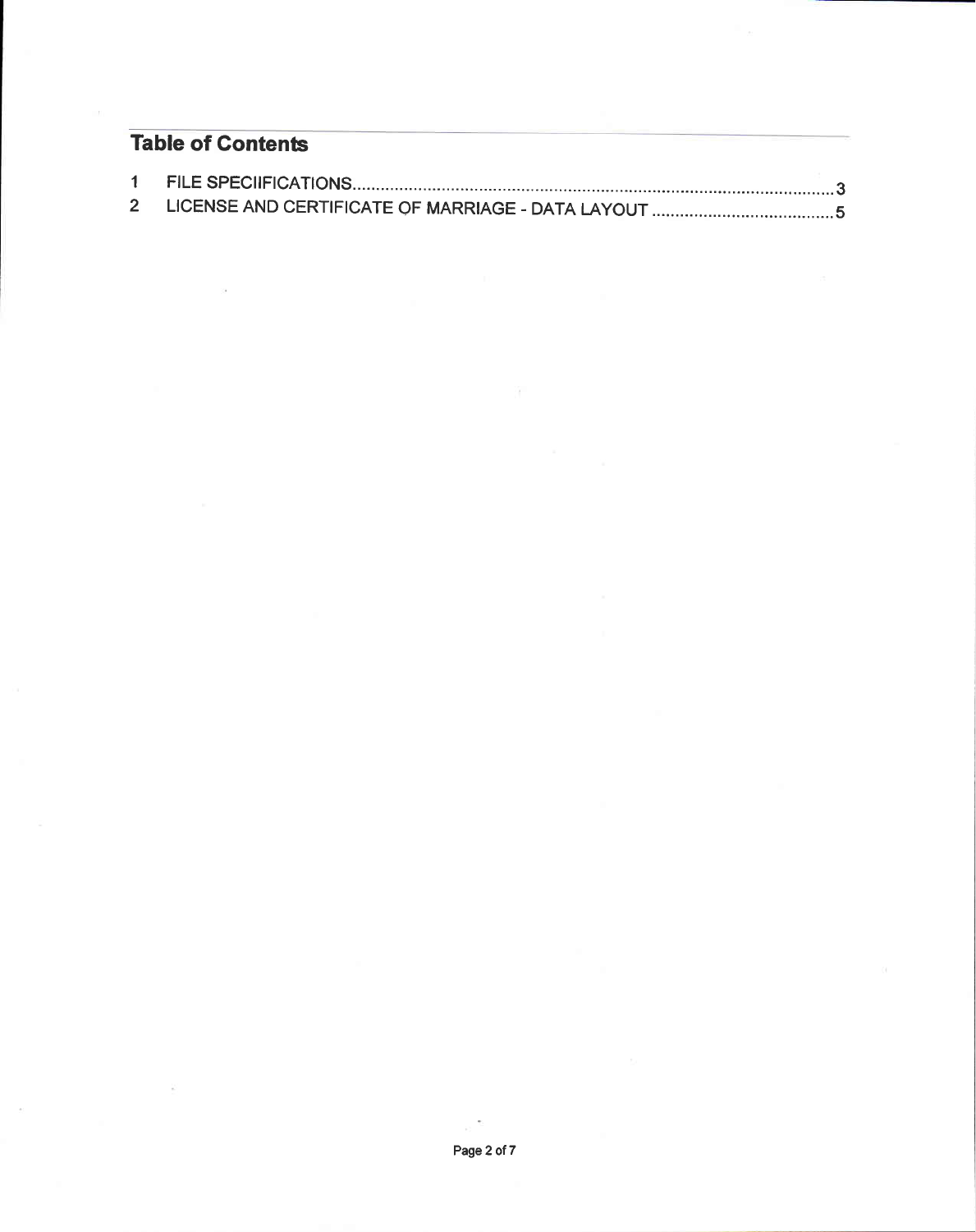## Table of Contents

1 FILE SPECIIFICATIONS....................................................................................................3

2 LICENSE AND CERTIFICATE OF MARRIAGE - DATA LAYOUT.......................................5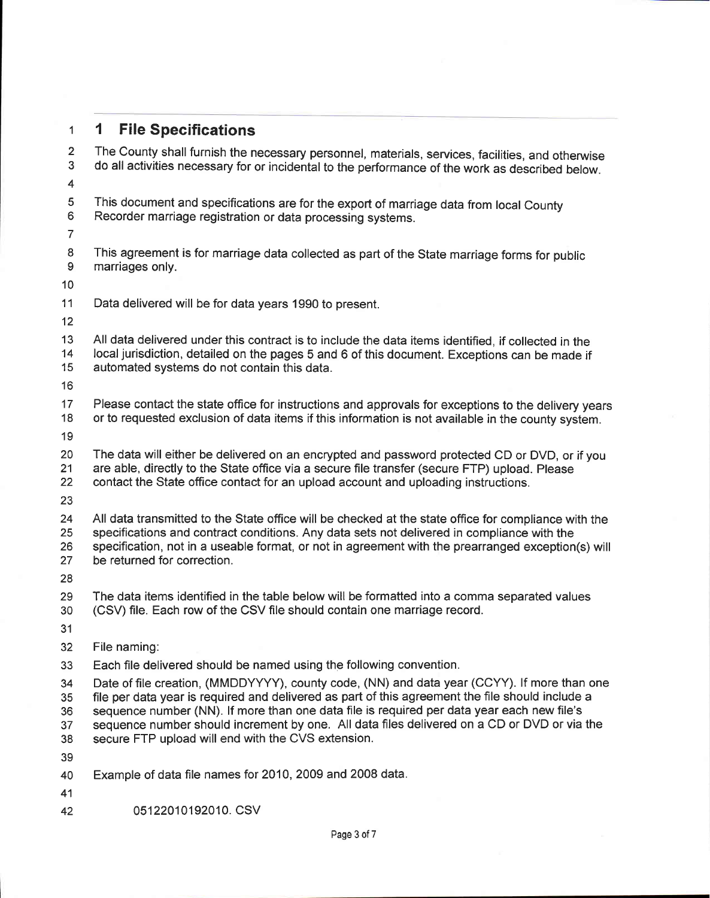# 1 File Specifications

The County shall furnish the necessary personnel, materials, services, facilities, and otherwise do all activities necessary for or incidental to the performance of the work as described below.

This document and specifications are for the export of marriage data from local County Recorder marriage registration or data processing systems.

This agreement is for marriage data collected as part of the State marriage forms for public marriages only.

Data delivered will be for data years 1990 to present.

All data delivered under this contract is to include the data items identified, if collected in the local jurisdiction, detailed on the pages 5 and 6 of this document. Exceptions can be made if automated systems do not contain this data.

Please contact the state office for instructions and approvals for exceptions to the delivery years or to requested exclusion of data items if this information is not available in the county system.

The data will either be delivered on an encrypted and password protected CD or DVD, or if you are able, directly to the State office via a secure file transfer (secure FTP) upload. Please contact the State office contact for an upload account and uploading instructions.

All data transmitted to the State office will be checked at the state office for compliance with the specifications and contract conditions. Any data sets not delivered in compliance with the specification, not in a useable format, or not in agreement with the prearranged exception(s) will be returned for correction.

The data items identified in the table below will be formatted into a comma separated values (CSV) file. Each row of the CSV file should contain one marriage record.

File naming:

Each file delivered should be named using the following convention.

Date of file creation, (MMDDYYYY), county code, (NN) and data year (CCYY). If more than one file per data year is required and delivered as part of this agreement the file should include a sequence number (NN). If more than one data file is required per data year each new file's sequence number should increment by one. All data files delivered on a CD or DVD or via the secure FTP upload will end with the CVS extension.

Example of data file names for 2010, 2009 and 2008 data.

05122010192010. CSV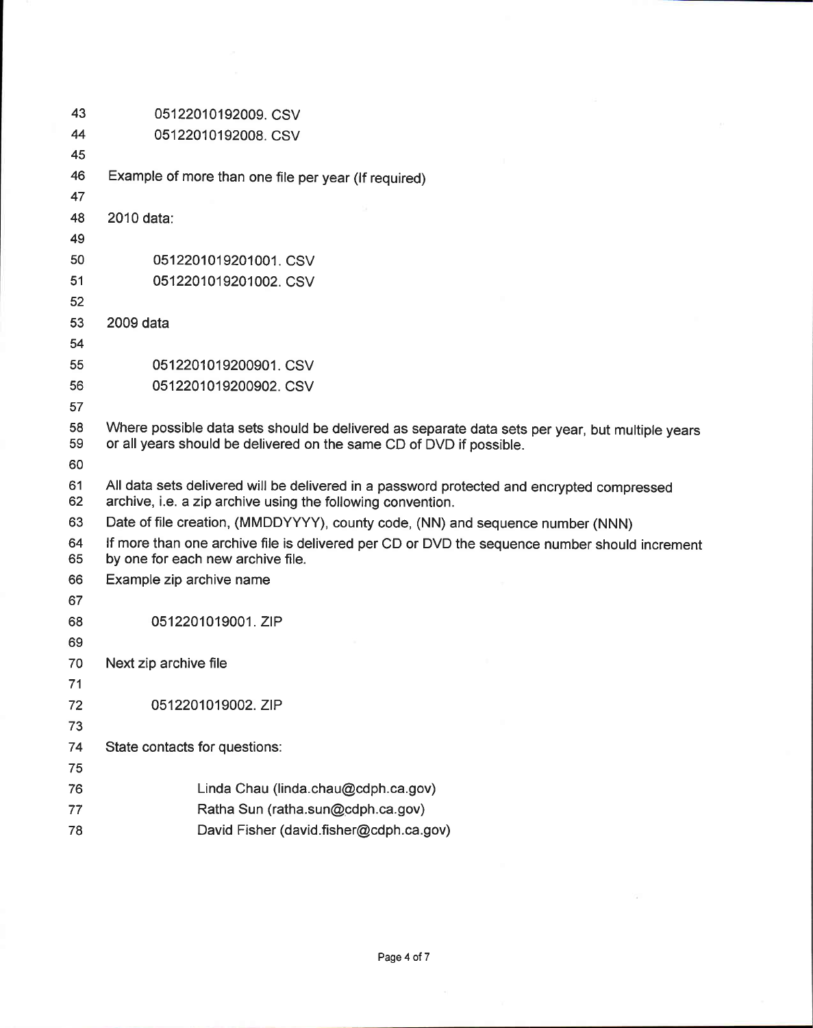05122010192009. CSV
05122010192008. CSV

Example of more than one file per year (If required)

2010 data:

0512201019201001. CSV
0512201019201002. CSV

2009 data

0512201019200901. CSV
0512201019200902. CSV

Where possible data sets should be delivered as separate data sets per year, but multiple years or all years should be delivered on the same CD of DVD if possible.

All data sets delivered will be delivered in a password protected and encrypted compressed archive, i.e. a zip archive using the following convention.

Date of file creation, (MMDDYYYY), county code, (NN) and sequence number (NNN)

If more than one archive file is delivered per CD or DVD the sequence number should increment by one for each new archive file.

Example zip archive name

0512201019001. ZIP

Next zip archive file

0512201019002. ZIP

State contacts for questions:

Linda Chau (linda.chau@cdph.ca.gov)
Ratha Sun (ratha.sun@cdph.ca.gov)
David Fisher (david.fisher@cdph.ca.gov)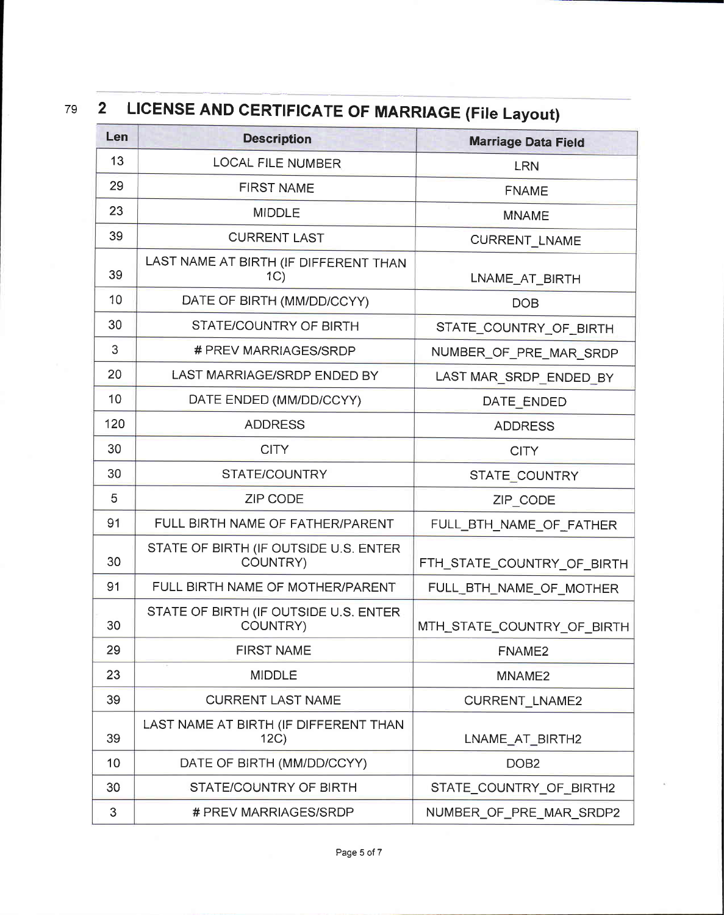## 2 LICENSE AND CERTIFICATE OF MARRIAGE (File Layout)

| Len | Description | Marriage Data Field |
|---|---|---|
| 13 | LOCAL FILE NUMBER | LRN |
| 29 | FIRST NAME | FNAME |
| 23 | MIDDLE | MNAME |
| 39 | CURRENT LAST | CURRENT_LNAME |
| 39 | LAST NAME AT BIRTH (IF DIFFERENT THAN 1C) | LNAME_AT_BIRTH |
| 10 | DATE OF BIRTH (MM/DD/CCYY) | DOB |
| 30 | STATE/COUNTRY OF BIRTH | STATE_COUNTRY_OF_BIRTH |
| 3 | # PREV MARRIAGES/SRDP | NUMBER_OF_PRE_MAR_SRDP |
| 20 | LAST MARRIAGE/SRDP ENDED BY | LAST MAR_SRDP_ENDED_BY |
| 10 | DATE ENDED (MM/DD/CCYY) | DATE_ENDED |
| 120 | ADDRESS | ADDRESS |
| 30 | CITY | CITY |
| 30 | STATE/COUNTRY | STATE_COUNTRY |
| 5 | ZIP CODE | ZIP_CODE |
| 91 | FULL BIRTH NAME OF FATHER/PARENT | FULL_BTH_NAME_OF_FATHER |
| 30 | STATE OF BIRTH (IF OUTSIDE U.S. ENTER COUNTRY) | FTH_STATE_COUNTRY_OF_BIRTH |
| 91 | FULL BIRTH NAME OF MOTHER/PARENT | FULL_BTH_NAME_OF_MOTHER |
| 30 | STATE OF BIRTH (IF OUTSIDE U.S. ENTER COUNTRY) | MTH_STATE_COUNTRY_OF_BIRTH |
| 29 | FIRST NAME | FNAME2 |
| 23 | MIDDLE | MNAME2 |
| 39 | CURRENT LAST NAME | CURRENT_LNAME2 |
| 39 | LAST NAME AT BIRTH (IF DIFFERENT THAN 12C) | LNAME_AT_BIRTH2 |
| 10 | DATE OF BIRTH (MM/DD/CCYY) | DOB2 |
| 30 | STATE/COUNTRY OF BIRTH | STATE_COUNTRY_OF_BIRTH2 |
| 3 | # PREV MARRIAGES/SRDP | NUMBER_OF_PRE_MAR_SRDP2 |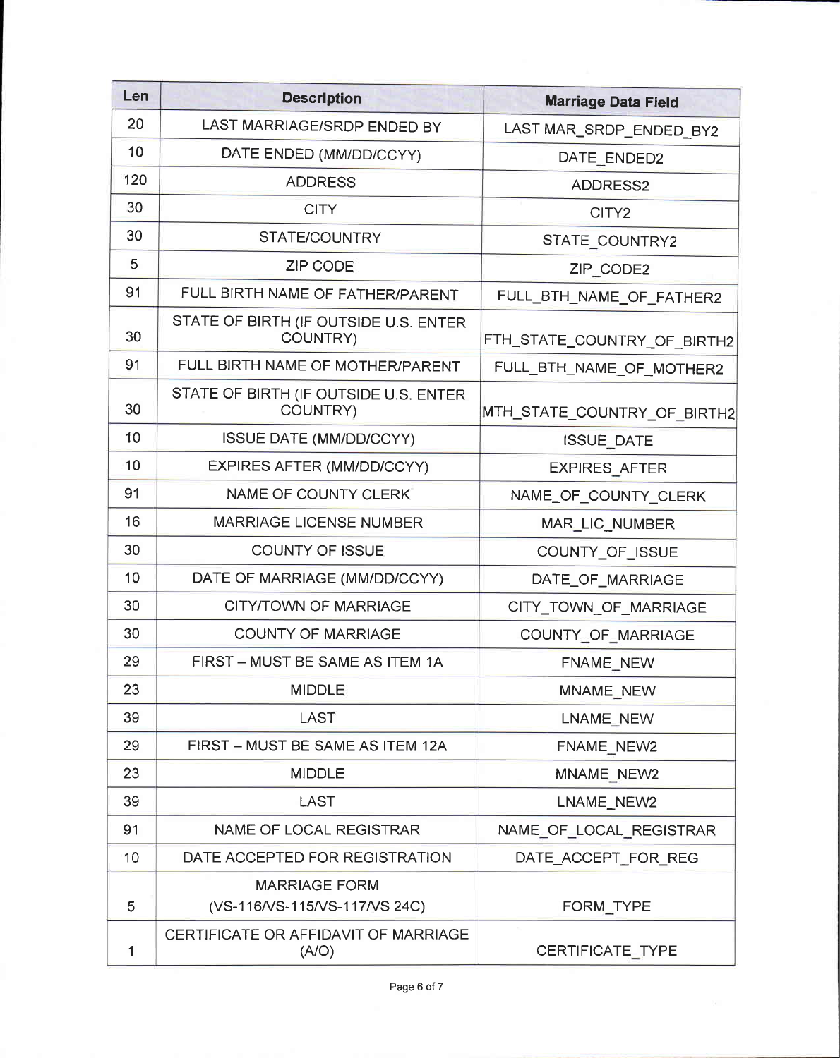| Len | Description | Marriage Data Field |
|---|---|---|
| 20 | LAST MARRIAGE/SRDP ENDED BY | LAST MAR_SRDP_ENDED_BY2 |
| 10 | DATE ENDED (MM/DD/CCYY) | DATE_ENDED2 |
| 120 | ADDRESS | ADDRESS2 |
| 30 | CITY | CITY2 |
| 30 | STATE/COUNTRY | STATE_COUNTRY2 |
| 5 | ZIP CODE | ZIP_CODE2 |
| 91 | FULL BIRTH NAME OF FATHER/PARENT | FULL_BTH_NAME_OF_FATHER2 |
| 30 | STATE OF BIRTH (IF OUTSIDE U.S. ENTER COUNTRY) | FTH_STATE_COUNTRY_OF_BIRTH2 |
| 91 | FULL BIRTH NAME OF MOTHER/PARENT | FULL_BTH_NAME_OF_MOTHER2 |
| 30 | STATE OF BIRTH (IF OUTSIDE U.S. ENTER COUNTRY) | MTH_STATE_COUNTRY_OF_BIRTH2 |
| 10 | ISSUE DATE (MM/DD/CCYY) | ISSUE_DATE |
| 10 | EXPIRES AFTER (MM/DD/CCYY) | EXPIRES_AFTER |
| 91 | NAME OF COUNTY CLERK | NAME_OF_COUNTY_CLERK |
| 16 | MARRIAGE LICENSE NUMBER | MAR_LIC_NUMBER |
| 30 | COUNTY OF ISSUE | COUNTY_OF_ISSUE |
| 10 | DATE OF MARRIAGE (MM/DD/CCYY) | DATE_OF_MARRIAGE |
| 30 | CITY/TOWN OF MARRIAGE | CITY_TOWN_OF_MARRIAGE |
| 30 | COUNTY OF MARRIAGE | COUNTY_OF_MARRIAGE |
| 29 | FIRST – MUST BE SAME AS ITEM 1A | FNAME_NEW |
| 23 | MIDDLE | MNAME_NEW |
| 39 | LAST | LNAME_NEW |
| 29 | FIRST – MUST BE SAME AS ITEM 12A | FNAME_NEW2 |
| 23 | MIDDLE | MNAME_NEW2 |
| 39 | LAST | LNAME_NEW2 |
| 91 | NAME OF LOCAL REGISTRAR | NAME_OF_LOCAL_REGISTRAR |
| 10 | DATE ACCEPTED FOR REGISTRATION | DATE_ACCEPT_FOR_REG |
| 5 | MARRIAGE FORM (VS-116/VS-115/VS-117/VS 24C) | FORM_TYPE |
| 1 | CERTIFICATE OR AFFIDAVIT OF MARRIAGE (A/O) | CERTIFICATE_TYPE |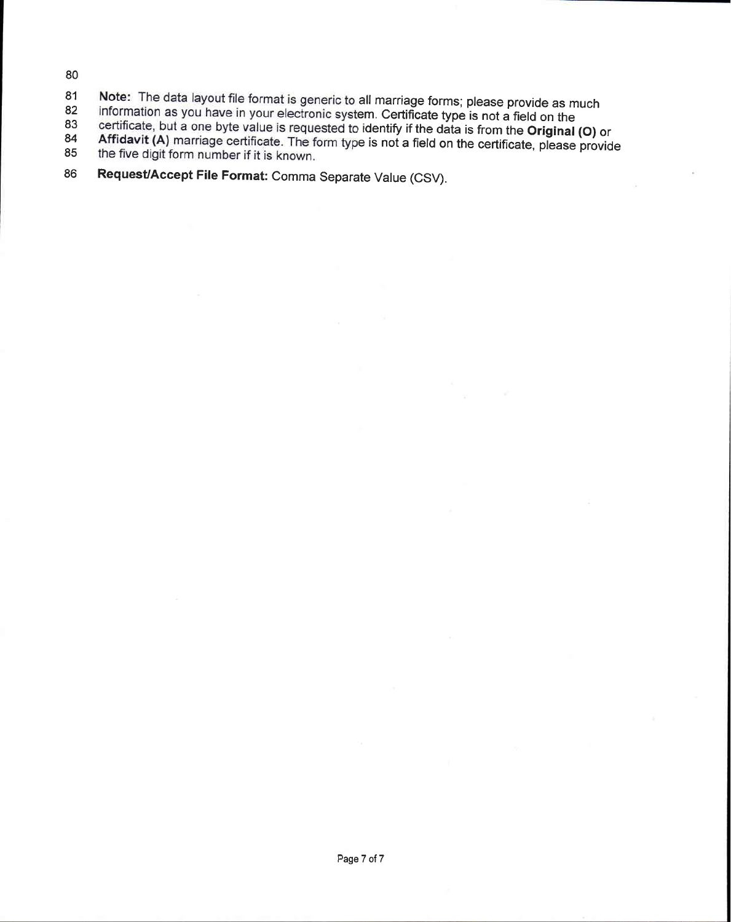**Note:** The data layout file format is generic to all marriage forms; please provide as much information as you have in your electronic system. Certificate type is not a field on the certificate, but a one byte value is requested to identify if the data is from the **Original (O)** or **Affidavit (A)** marriage certificate. The form type is not a field on the certificate, please provide the five digit form number if it is known.

**Request/Accept File Format:** Comma Separate Value (CSV).